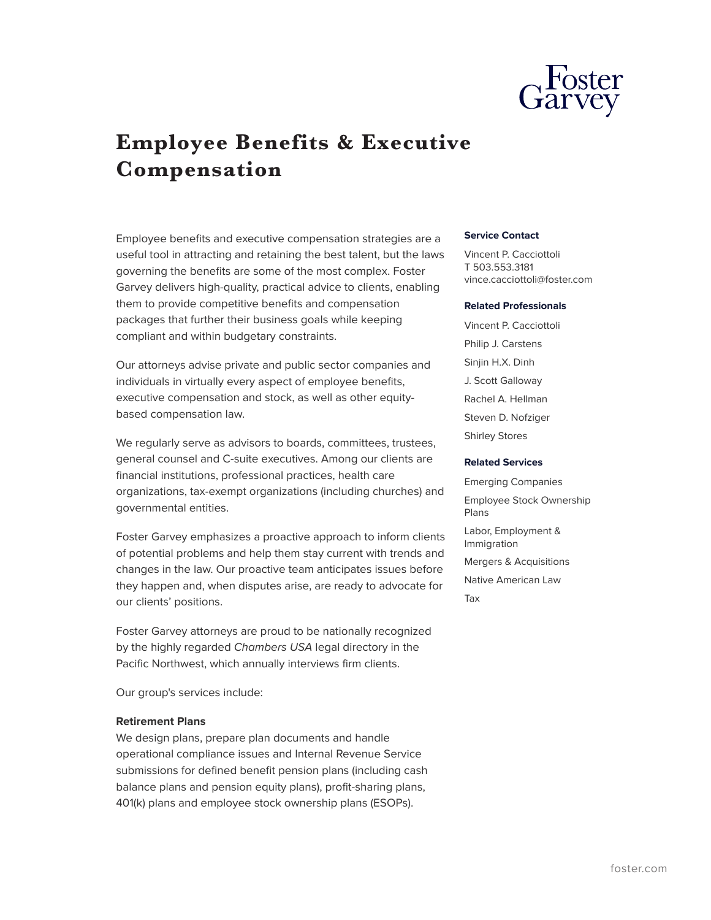# Employee Benefits & Executive Compensation

Employee benefits and executive compensation strategies are a useful tool in attracting and retaining the best talent, but the laws governing the benefits are some of the most complex. Foster Garvey delivers high-quality, practical advice to clients, enabling them to provide competitive benefits and compensation packages that further their business goals while keeping compliant and within budgetary constraints.

Our attorneys advise private and public sector companies and individuals in virtually every aspect of employee benefits, executive compensation and stock, as well as other equity-based compensation law.

We regularly serve as advisors to boards, committees, trustees, general counsel and C-suite executives. Among our clients are financial institutions, professional practices, health care organizations, tax-exempt organizations (including churches) and governmental entities.

Foster Garvey emphasizes a proactive approach to inform clients of potential problems and help them stay current with trends and changes in the law. Our proactive team anticipates issues before they happen and, when disputes arise, are ready to advocate for our clients' positions.

Foster Garvey attorneys are proud to be nationally recognized by the highly regarded *Chambers USA* legal directory in the Pacific Northwest, which annually interviews firm clients.

Our group's services include:

**Retirement Plans**
We design plans, prepare plan documents and handle operational compliance issues and Internal Revenue Service submissions for defined benefit pension plans (including cash balance plans and pension equity plans), profit-sharing plans, 401(k) plans and employee stock ownership plans (ESOPs).

**Service Contact**

Vincent P. Cacciottoli
T 503.553.3181
vince.cacciottoli@foster.com

**Related Professionals**

- Vincent P. Cacciottoli
- Philip J. Carstens
- Sinjin H.X. Dinh
- J. Scott Galloway
- Rachel A. Hellman
- Steven D. Nofziger
- Shirley Stores

**Related Services**

- Emerging Companies
- Employee Stock Ownership Plans
- Labor, Employment & Immigration
- Mergers & Acquisitions
- Native American Law
- Tax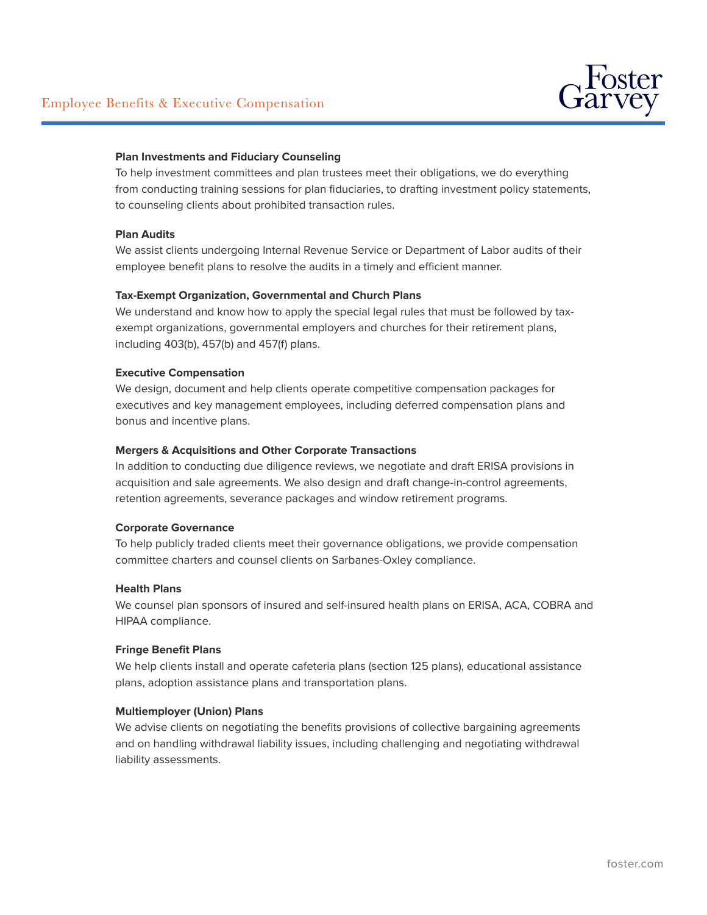**Plan Investments and Fiduciary Counseling**

To help investment committees and plan trustees meet their obligations, we do everything from conducting training sessions for plan fiduciaries, to drafting investment policy statements, to counseling clients about prohibited transaction rules.

**Plan Audits**

We assist clients undergoing Internal Revenue Service or Department of Labor audits of their employee benefit plans to resolve the audits in a timely and efficient manner.

**Tax-Exempt Organization, Governmental and Church Plans**

We understand and know how to apply the special legal rules that must be followed by tax-exempt organizations, governmental employers and churches for their retirement plans, including 403(b), 457(b) and 457(f) plans.

**Executive Compensation**

We design, document and help clients operate competitive compensation packages for executives and key management employees, including deferred compensation plans and bonus and incentive plans.

**Mergers & Acquisitions and Other Corporate Transactions**

In addition to conducting due diligence reviews, we negotiate and draft ERISA provisions in acquisition and sale agreements. We also design and draft change-in-control agreements, retention agreements, severance packages and window retirement programs.

**Corporate Governance**

To help publicly traded clients meet their governance obligations, we provide compensation committee charters and counsel clients on Sarbanes-Oxley compliance.

**Health Plans**

We counsel plan sponsors of insured and self-insured health plans on ERISA, ACA, COBRA and HIPAA compliance.

**Fringe Benefit Plans**

We help clients install and operate cafeteria plans (section 125 plans), educational assistance plans, adoption assistance plans and transportation plans.

**Multiemployer (Union) Plans**

We advise clients on negotiating the benefits provisions of collective bargaining agreements and on handling withdrawal liability issues, including challenging and negotiating withdrawal liability assessments.